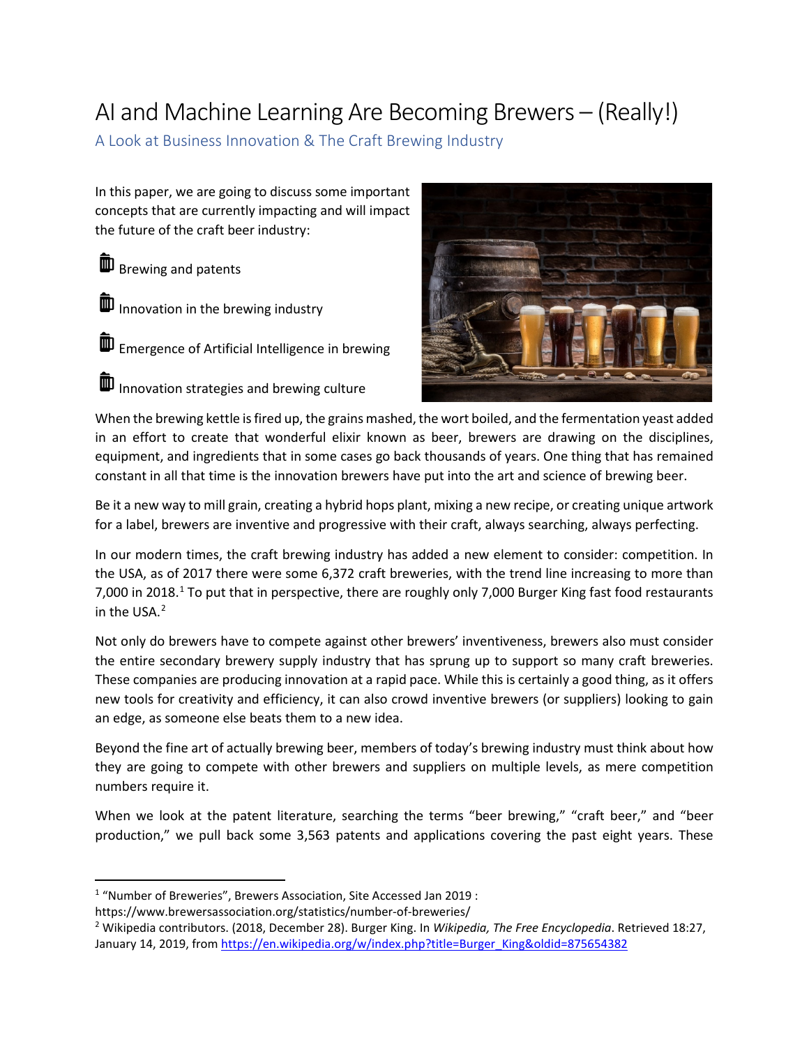# AI and Machine Learning Are Becoming Brewers – (Really!)

## A Look at Business Innovation & The Craft Brewing Industry

In this paper, we are going to discuss some important concepts that are currently impacting and will impact the future of the craft beer industry:

- Brewing and patents
- Innovation in the brewing industry
- Emergence of Artificial Intelligence in brewing
- Innovation strategies and brewing culture

When the brewing kettle is fired up, the grains mashed, the wort boiled, and the fermentation yeast added in an effort to create that wonderful elixir known as beer, brewers are drawing on the disciplines, equipment, and ingredients that in some cases go back thousands of years. One thing that has remained constant in all that time is the innovation brewers have put into the art and science of brewing beer.

Be it a new way to mill grain, creating a hybrid hops plant, mixing a new recipe, or creating unique artwork for a label, brewers are inventive and progressive with their craft, always searching, always perfecting.

In our modern times, the craft brewing industry has added a new element to consider: competition. In the USA, as of 2017 there were some 6,372 craft breweries, with the trend line increasing to more than 7,000 in 2018.[1] To put that in perspective, there are roughly only 7,000 Burger King fast food restaurants in the USA.[2]

Not only do brewers have to compete against other brewers' inventiveness, brewers also must consider the entire secondary brewery supply industry that has sprung up to support so many craft breweries. These companies are producing innovation at a rapid pace. While this is certainly a good thing, as it offers new tools for creativity and efficiency, it can also crowd inventive brewers (or suppliers) looking to gain an edge, as someone else beats them to a new idea.

Beyond the fine art of actually brewing beer, members of today's brewing industry must think about how they are going to compete with other brewers and suppliers on multiple levels, as mere competition numbers require it.

When we look at the patent literature, searching the terms "beer brewing," "craft beer," and "beer production," we pull back some 3,563 patents and applications covering the past eight years. These

---

[1] "Number of Breweries", Brewers Association, Site Accessed Jan 2019 : https://www.brewersassociation.org/statistics/number-of-breweries/

[2] Wikipedia contributors. (2018, December 28). Burger King. In *Wikipedia, The Free Encyclopedia*. Retrieved 18:27, January 14, 2019, from https://en.wikipedia.org/w/index.php?title=Burger_King&oldid=875654382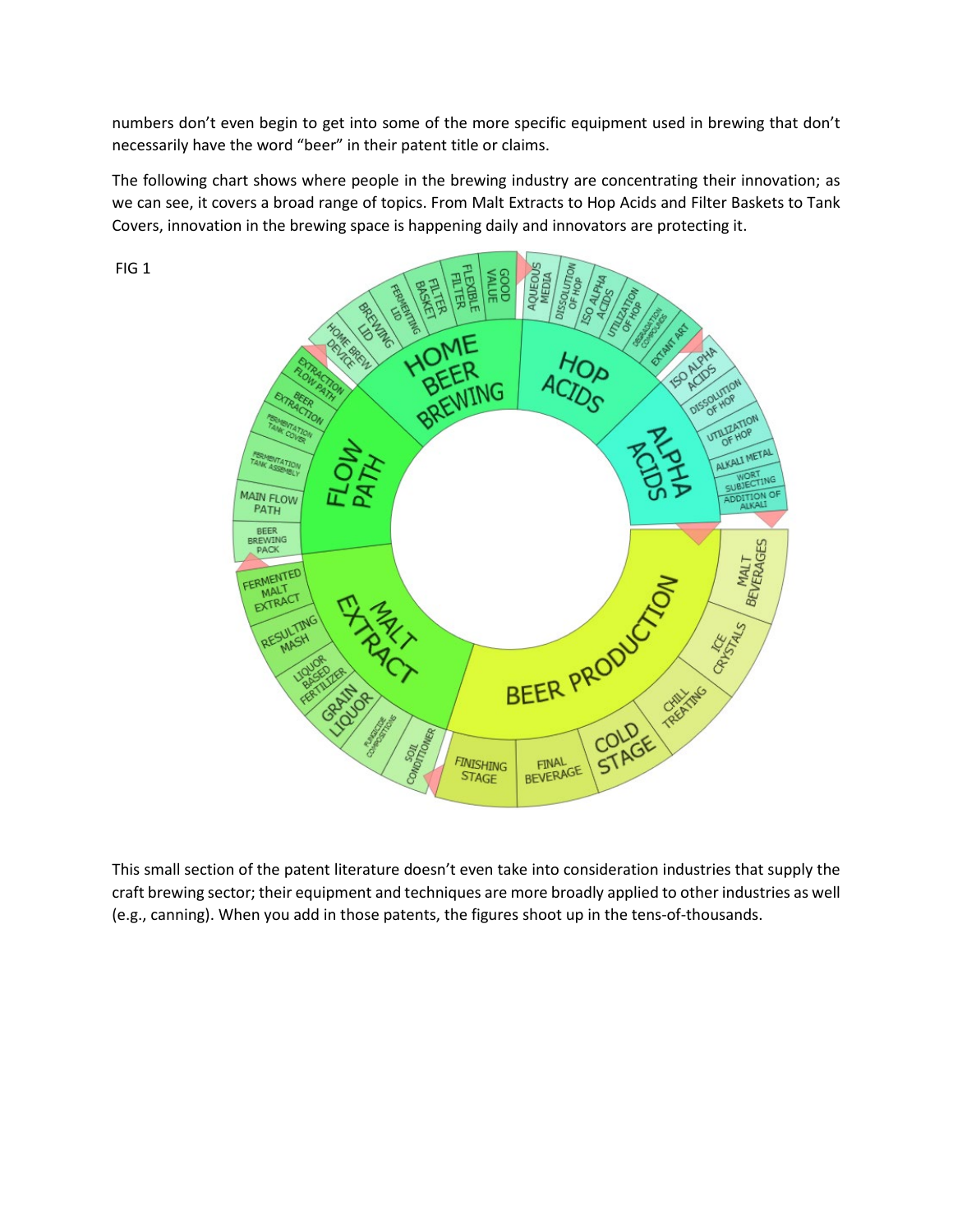numbers don't even begin to get into some of the more specific equipment used in brewing that don't necessarily have the word "beer" in their patent title or claims.

The following chart shows where people in the brewing industry are concentrating their innovation; as we can see, it covers a broad range of topics. From Malt Extracts to Hop Acids and Filter Baskets to Tank Covers, innovation in the brewing space is happening daily and innovators are protecting it.

FIG 1

This small section of the patent literature doesn't even take into consideration industries that supply the craft brewing sector; their equipment and techniques are more broadly applied to other industries as well (e.g., canning). When you add in those patents, the figures shoot up in the tens-of-thousands.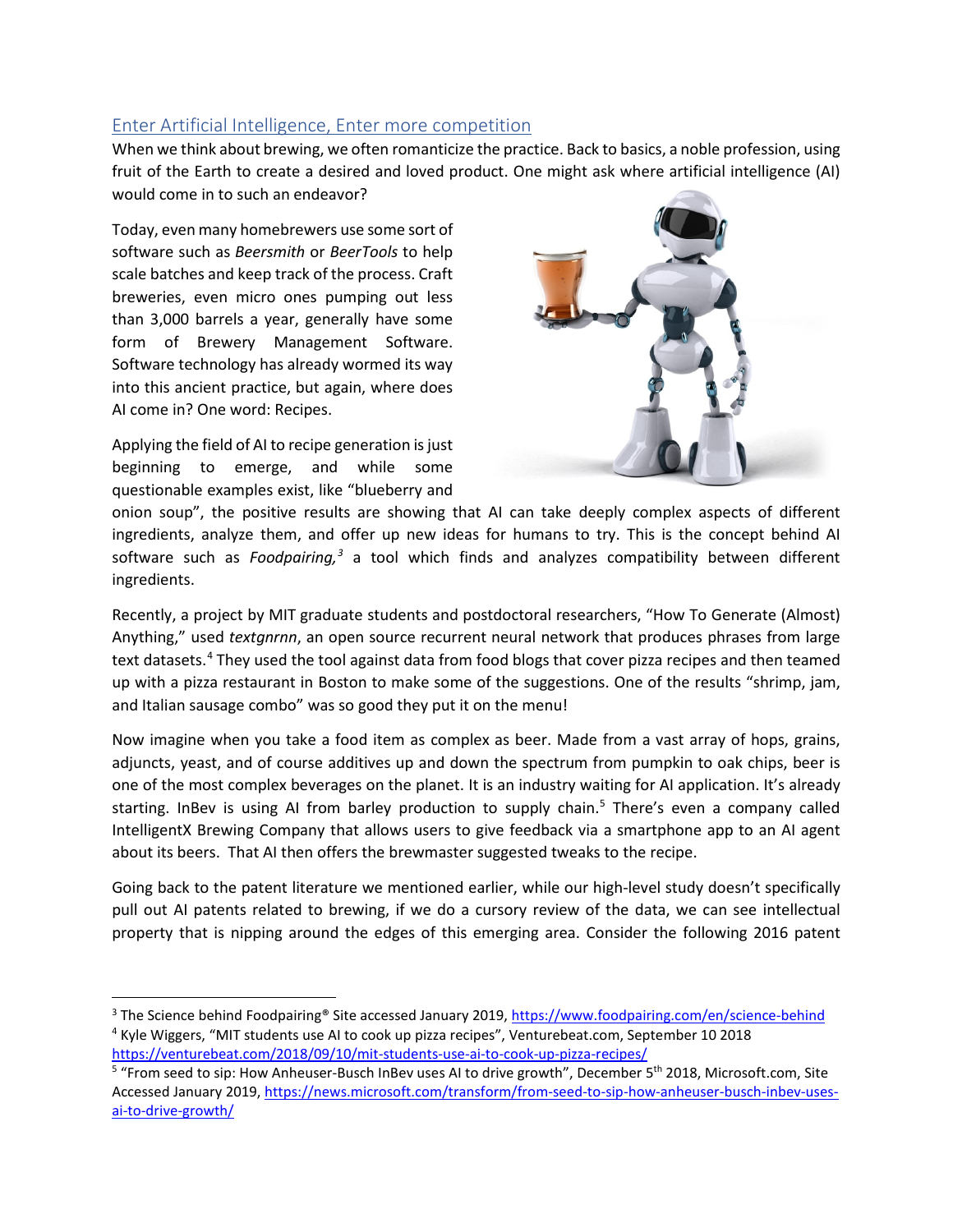## Enter Artificial Intelligence, Enter more competition

When we think about brewing, we often romanticize the practice. Back to basics, a noble profession, using fruit of the Earth to create a desired and loved product. One might ask where artificial intelligence (AI) would come in to such an endeavor?

Today, even many homebrewers use some sort of software such as *Beersmith* or *BeerTools* to help scale batches and keep track of the process. Craft breweries, even micro ones pumping out less than 3,000 barrels a year, generally have some form of Brewery Management Software. Software technology has already wormed its way into this ancient practice, but again, where does AI come in? One word: Recipes.

Applying the field of AI to recipe generation is just beginning to emerge, and while some questionable examples exist, like "blueberry and onion soup", the positive results are showing that AI can take deeply complex aspects of different ingredients, analyze them, and offer up new ideas for humans to try. This is the concept behind AI software such as *Foodpairing,*[3] a tool which finds and analyzes compatibility between different ingredients.

Recently, a project by MIT graduate students and postdoctoral researchers, "How To Generate (Almost) Anything," used *textgnrnn*, an open source recurrent neural network that produces phrases from large text datasets.[4] They used the tool against data from food blogs that cover pizza recipes and then teamed up with a pizza restaurant in Boston to make some of the suggestions. One of the results "shrimp, jam, and Italian sausage combo" was so good they put it on the menu!

Now imagine when you take a food item as complex as beer. Made from a vast array of hops, grains, adjuncts, yeast, and of course additives up and down the spectrum from pumpkin to oak chips, beer is one of the most complex beverages on the planet. It is an industry waiting for AI application. It's already starting. InBev is using AI from barley production to supply chain.[5] There's even a company called IntelligentX Brewing Company that allows users to give feedback via a smartphone app to an AI agent about its beers. That AI then offers the brewmaster suggested tweaks to the recipe.

Going back to the patent literature we mentioned earlier, while our high-level study doesn't specifically pull out AI patents related to brewing, if we do a cursory review of the data, we can see intellectual property that is nipping around the edges of this emerging area. Consider the following 2016 patent

---

[3] The Science behind Foodpairing® Site accessed January 2019, https://www.foodpairing.com/en/science-behind

[4] Kyle Wiggers, "MIT students use AI to cook up pizza recipes", Venturebeat.com, September 10 2018 https://venturebeat.com/2018/09/10/mit-students-use-ai-to-cook-up-pizza-recipes/

[5] "From seed to sip: How Anheuser-Busch InBev uses AI to drive growth", December 5th 2018, Microsoft.com, Site Accessed January 2019, https://news.microsoft.com/transform/from-seed-to-sip-how-anheuser-busch-inbev-uses-ai-to-drive-growth/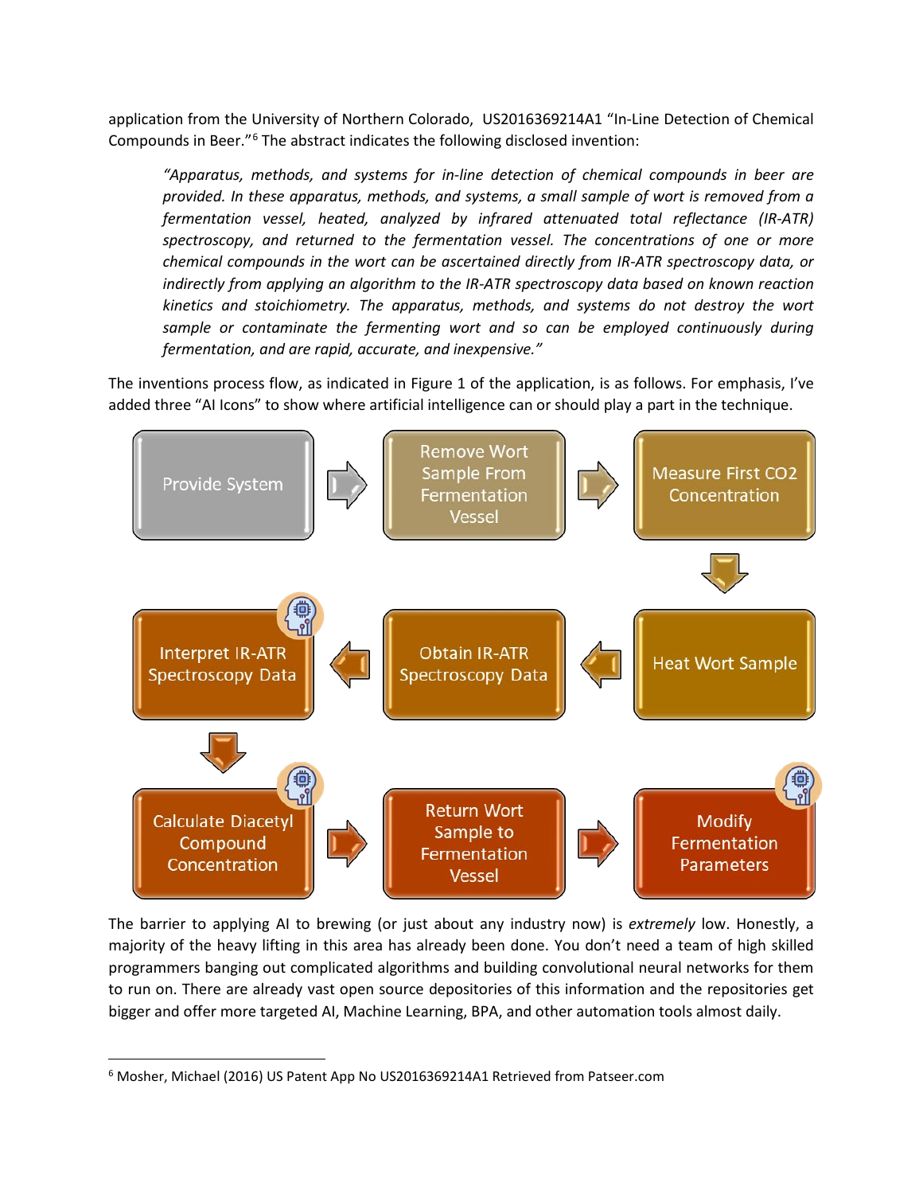application from the University of Northern Colorado, US2016369214A1 "In-Line Detection of Chemical Compounds in Beer."[6] The abstract indicates the following disclosed invention:

> *"Apparatus, methods, and systems for in-line detection of chemical compounds in beer are provided. In these apparatus, methods, and systems, a small sample of wort is removed from a fermentation vessel, heated, analyzed by infrared attenuated total reflectance (IR-ATR) spectroscopy, and returned to the fermentation vessel. The concentrations of one or more chemical compounds in the wort can be ascertained directly from IR-ATR spectroscopy data, or indirectly from applying an algorithm to the IR-ATR spectroscopy data based on known reaction kinetics and stoichiometry. The apparatus, methods, and systems do not destroy the wort sample or contaminate the fermenting wort and so can be employed continuously during fermentation, and are rapid, accurate, and inexpensive."*

The inventions process flow, as indicated in Figure 1 of the application, is as follows. For emphasis, I've added three "AI Icons" to show where artificial intelligence can or should play a part in the technique.

Provide System → Remove Wort Sample From Fermentation Vessel → Measure First $CO_2$ Concentration → Heat Wort Sample → Obtain IR-ATR Spectroscopy Data → Interpret IR-ATR Spectroscopy Data → Calculate Diacetyl Compound Concentration → Return Wort Sample to Fermentation Vessel → Modify Fermentation Parameters

The barrier to applying AI to brewing (or just about any industry now) is *extremely* low. Honestly, a majority of the heavy lifting in this area has already been done. You don't need a team of high skilled programmers banging out complicated algorithms and building convolutional neural networks for them to run on. There are already vast open source depositories of this information and the repositories get bigger and offer more targeted AI, Machine Learning, BPA, and other automation tools almost daily.

---

[6] Mosher, Michael (2016) US Patent App No US2016369214A1 Retrieved from Patseer.com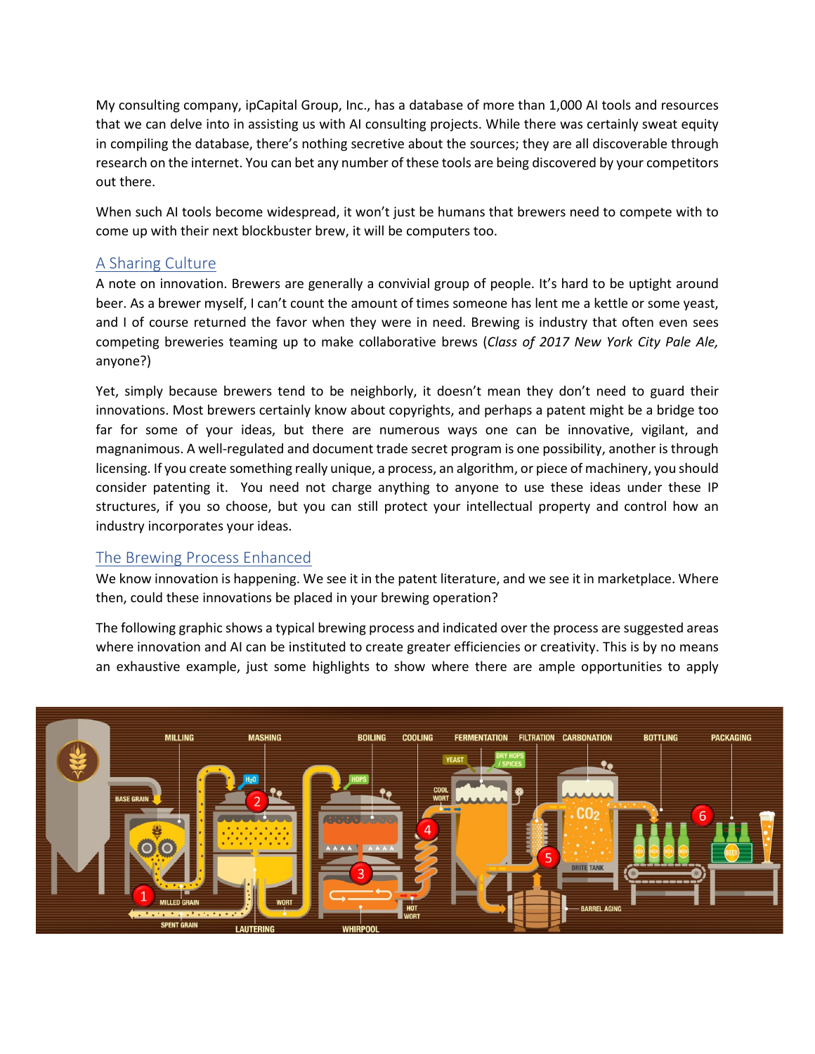My consulting company, ipCapital Group, Inc., has a database of more than 1,000 AI tools and resources that we can delve into in assisting us with AI consulting projects. While there was certainly sweat equity in compiling the database, there's nothing secretive about the sources; they are all discoverable through research on the internet. You can bet any number of these tools are being discovered by your competitors out there.

When such AI tools become widespread, it won't just be humans that brewers need to compete with to come up with their next blockbuster brew, it will be computers too.

## A Sharing Culture

A note on innovation. Brewers are generally a convivial group of people. It's hard to be uptight around beer. As a brewer myself, I can't count the amount of times someone has lent me a kettle or some yeast, and I of course returned the favor when they were in need. Brewing is industry that often even sees competing breweries teaming up to make collaborative brews (*Class of 2017 New York City Pale Ale,* anyone?)

Yet, simply because brewers tend to be neighborly, it doesn't mean they don't need to guard their innovations. Most brewers certainly know about copyrights, and perhaps a patent might be a bridge too far for some of your ideas, but there are numerous ways one can be innovative, vigilant, and magnanimous. A well-regulated and document trade secret program is one possibility, another is through licensing. If you create something really unique, a process, an algorithm, or piece of machinery, you should consider patenting it. You need not charge anything to anyone to use these ideas under these IP structures, if you so choose, but you can still protect your intellectual property and control how an industry incorporates your ideas.

## The Brewing Process Enhanced

We know innovation is happening. We see it in the patent literature, and we see it in marketplace. Where then, could these innovations be placed in your brewing operation?

The following graphic shows a typical brewing process and indicated over the process are suggested areas where innovation and AI can be instituted to create greater efficiencies or creativity. This is by no means an exhaustive example, just some highlights to show where there are ample opportunities to apply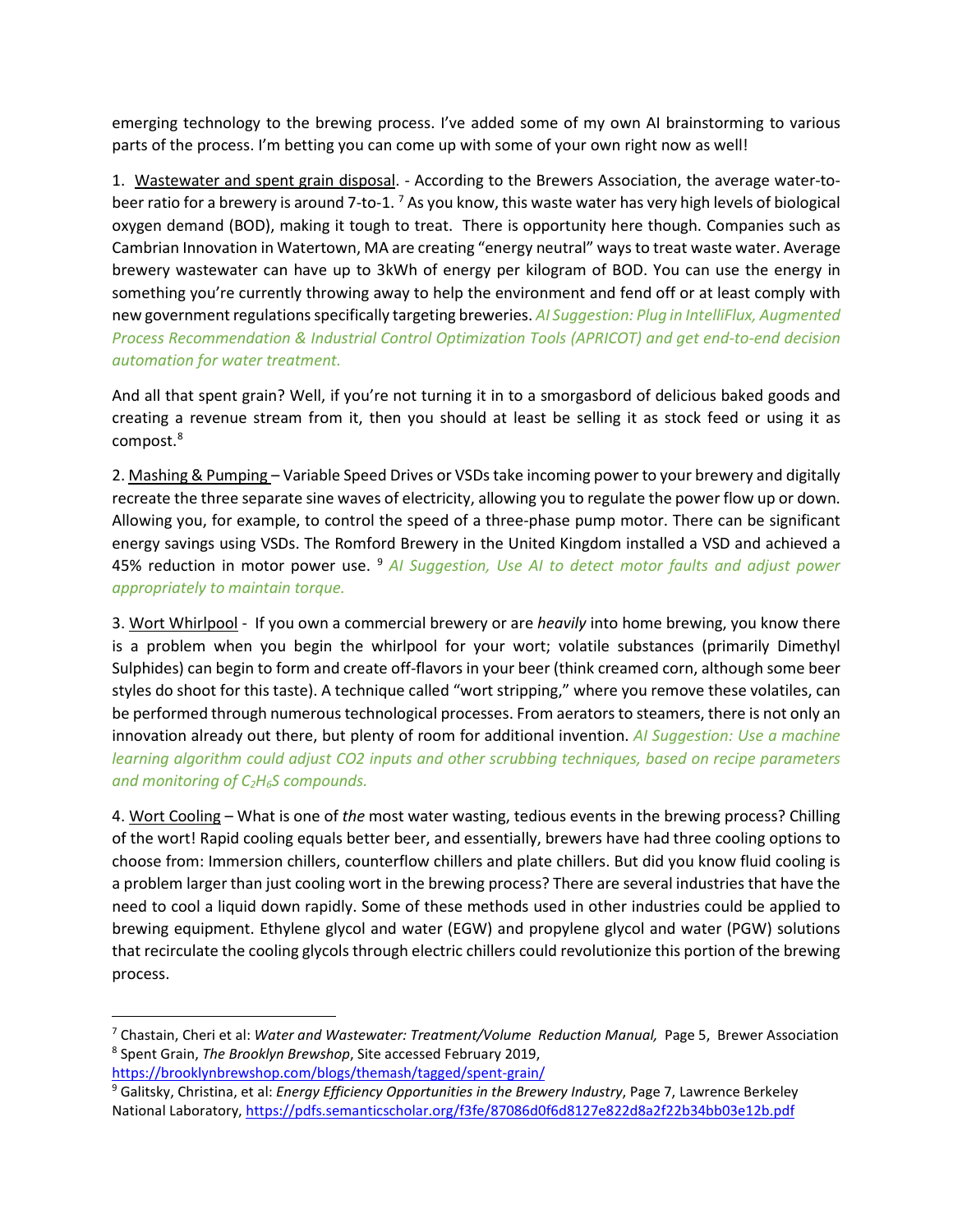emerging technology to the brewing process. I've added some of my own AI brainstorming to various parts of the process. I'm betting you can come up with some of your own right now as well!

1. <u>Wastewater and spent grain disposal</u>. - According to the Brewers Association, the average water-to-beer ratio for a brewery is around 7-to-1. [7] As you know, this waste water has very high levels of biological oxygen demand (BOD), making it tough to treat. There is opportunity here though. Companies such as Cambrian Innovation in Watertown, MA are creating "energy neutral" ways to treat waste water. Average brewery wastewater can have up to 3kWh of energy per kilogram of BOD. You can use the energy in something you're currently throwing away to help the environment and fend off or at least comply with new government regulations specifically targeting breweries. *AI Suggestion: Plug in IntelliFlux, Augmented Process Recommendation & Industrial Control Optimization Tools (APRICOT) and get end-to-end decision automation for water treatment.*

And all that spent grain? Well, if you're not turning it in to a smorgasbord of delicious baked goods and creating a revenue stream from it, then you should at least be selling it as stock feed or using it as compost.[8]

2. <u>Mashing & Pumping</u> – Variable Speed Drives or VSDs take incoming power to your brewery and digitally recreate the three separate sine waves of electricity, allowing you to regulate the power flow up or down. Allowing you, for example, to control the speed of a three-phase pump motor. There can be significant energy savings using VSDs. The Romford Brewery in the United Kingdom installed a VSD and achieved a 45% reduction in motor power use. [9] *AI Suggestion, Use AI to detect motor faults and adjust power appropriately to maintain torque.*

3. <u>Wort Whirlpool</u> - If you own a commercial brewery or are *heavily* into home brewing, you know there is a problem when you begin the whirlpool for your wort; volatile substances (primarily Dimethyl Sulphides) can begin to form and create off-flavors in your beer (think creamed corn, although some beer styles do shoot for this taste). A technique called "wort stripping," where you remove these volatiles, can be performed through numerous technological processes. From aerators to steamers, there is not only an innovation already out there, but plenty of room for additional invention. *AI Suggestion: Use a machine learning algorithm could adjust CO2 inputs and other scrubbing techniques, based on recipe parameters and monitoring of $C_2H_6S$ compounds.*

4. <u>Wort Cooling</u> – What is one of *the* most water wasting, tedious events in the brewing process? Chilling of the wort! Rapid cooling equals better beer, and essentially, brewers have had three cooling options to choose from: Immersion chillers, counterflow chillers and plate chillers. But did you know fluid cooling is a problem larger than just cooling wort in the brewing process? There are several industries that have the need to cool a liquid down rapidly. Some of these methods used in other industries could be applied to brewing equipment. Ethylene glycol and water (EGW) and propylene glycol and water (PGW) solutions that recirculate the cooling glycols through electric chillers could revolutionize this portion of the brewing process.

---

[7] Chastain, Cheri et al: *Water and Wastewater: Treatment/Volume Reduction Manual,* Page 5, Brewer Association

[8] Spent Grain, *The Brooklyn Brewshop*, Site accessed February 2019, https://brooklynbrewshop.com/blogs/themash/tagged/spent-grain/

[9] Galitsky, Christina, et al: *Energy Efficiency Opportunities in the Brewery Industry*, Page 7, Lawrence Berkeley National Laboratory, https://pdfs.semanticscholar.org/f3fe/87086d0f6d8127e822d8a2f22b34bb03e12b.pdf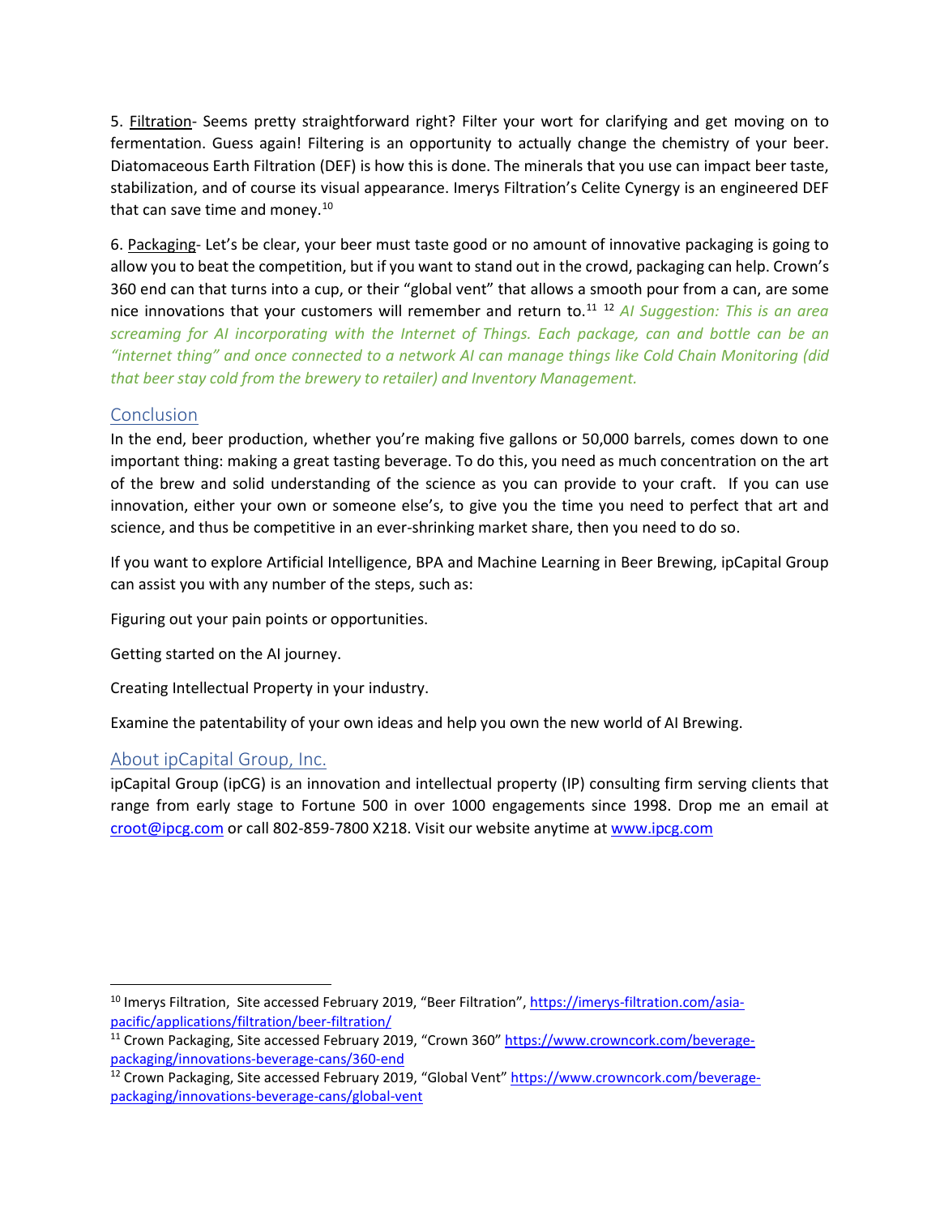5. Filtration- Seems pretty straightforward right? Filter your wort for clarifying and get moving on to fermentation. Guess again! Filtering is an opportunity to actually change the chemistry of your beer. Diatomaceous Earth Filtration (DEF) is how this is done. The minerals that you use can impact beer taste, stabilization, and of course its visual appearance. Imerys Filtration's Celite Cynergy is an engineered DEF that can save time and money.[10]

6. Packaging- Let's be clear, your beer must taste good or no amount of innovative packaging is going to allow you to beat the competition, but if you want to stand out in the crowd, packaging can help. Crown's 360 end can that turns into a cup, or their "global vent" that allows a smooth pour from a can, are some nice innovations that your customers will remember and return to.[11] [12] *AI Suggestion: This is an area screaming for AI incorporating with the Internet of Things. Each package, can and bottle can be an "internet thing" and once connected to a network AI can manage things like Cold Chain Monitoring (did that beer stay cold from the brewery to retailer) and Inventory Management.*

## Conclusion

In the end, beer production, whether you're making five gallons or 50,000 barrels, comes down to one important thing: making a great tasting beverage. To do this, you need as much concentration on the art of the brew and solid understanding of the science as you can provide to your craft. If you can use innovation, either your own or someone else's, to give you the time you need to perfect that art and science, and thus be competitive in an ever-shrinking market share, then you need to do so.

If you want to explore Artificial Intelligence, BPA and Machine Learning in Beer Brewing, ipCapital Group can assist you with any number of the steps, such as:

Figuring out your pain points or opportunities.

Getting started on the AI journey.

Creating Intellectual Property in your industry.

Examine the patentability of your own ideas and help you own the new world of AI Brewing.

## About ipCapital Group, Inc.

ipCapital Group (ipCG) is an innovation and intellectual property (IP) consulting firm serving clients that range from early stage to Fortune 500 in over 1000 engagements since 1998. Drop me an email at croot@ipcg.com or call 802-859-7800 X218. Visit our website anytime at www.ipcg.com

---

[10] Imerys Filtration, Site accessed February 2019, "Beer Filtration", https://imerys-filtration.com/asia-pacific/applications/filtration/beer-filtration/

[11] Crown Packaging, Site accessed February 2019, "Crown 360" https://www.crowncork.com/beverage-packaging/innovations-beverage-cans/360-end

[12] Crown Packaging, Site accessed February 2019, "Global Vent" https://www.crowncork.com/beverage-packaging/innovations-beverage-cans/global-vent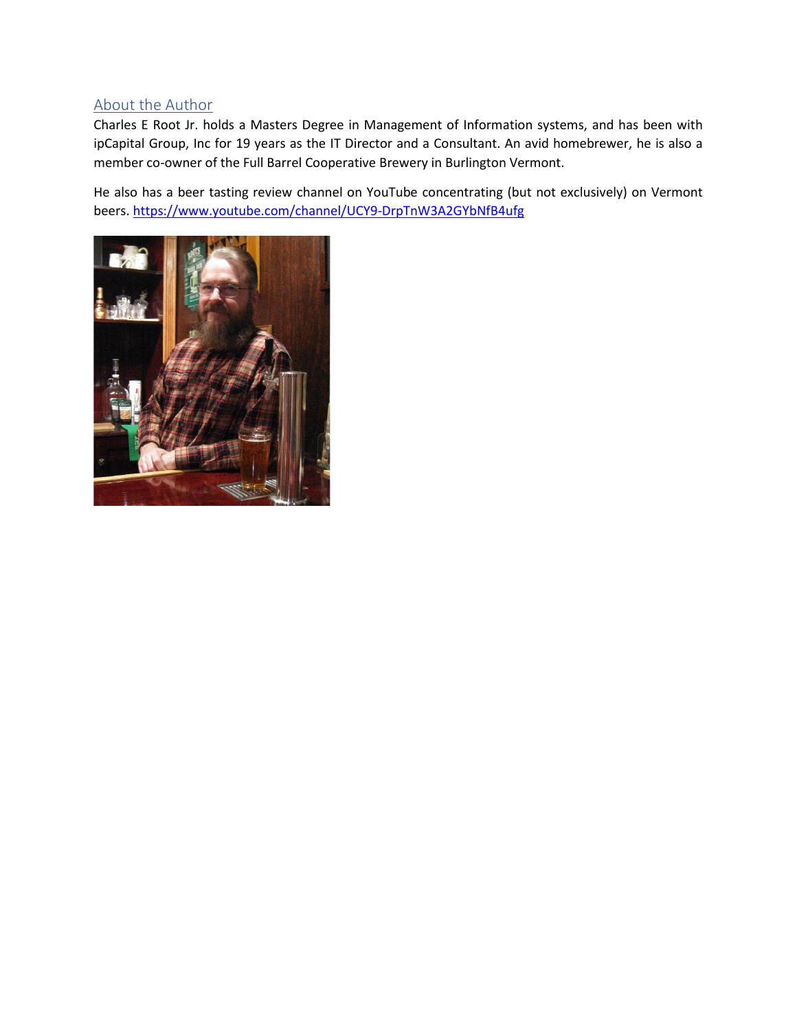## About the Author

Charles E Root Jr. holds a Masters Degree in Management of Information systems, and has been with ipCapital Group, Inc for 19 years as the IT Director and a Consultant. An avid homebrewer, he is also a member co-owner of the Full Barrel Cooperative Brewery in Burlington Vermont.

He also has a beer tasting review channel on YouTube concentrating (but not exclusively) on Vermont beers. https://www.youtube.com/channel/UCY9-DrpTnW3A2GYbNfB4ufg